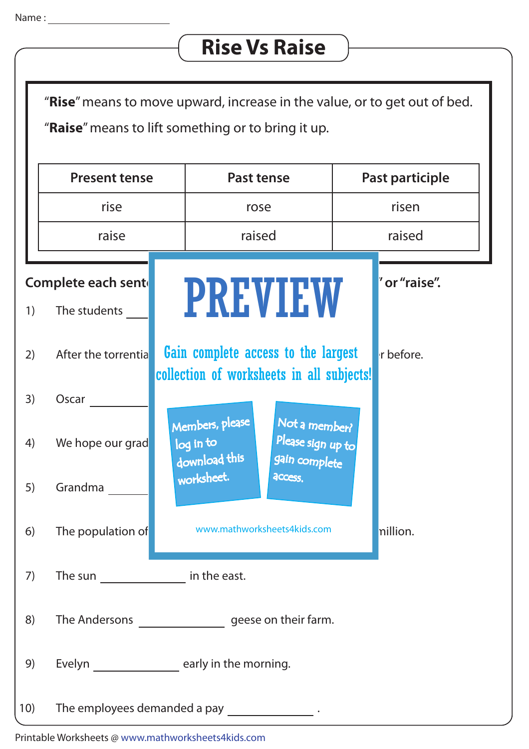Name : ______________________

# Rise Vs Raise

"**Rise**" means to move upward, increase in the value, or to get out of bed.

"**Raise**" means to lift something or to bring it up.

| Present tense | Past tense | Past participle |
|---|---|---|
| rise | rose | risen |
| raise | raised | raised |

**Complete each sent** **" or "raise".**

1) The students ______

2) After the torrentia r before.

3) Oscar ______

4) We hope our grad

5) Grandma ______

6) The population of million.

PREVIEW

Gain complete access to the largest collection of worksheets in all subjects!

Members, please log in to download this worksheet.

Not a member? Please sign up to gain complete access.

www.mathworksheets4kids.com

7) The sun ______________ in the east.

8) The Andersons ______________ geese on their farm.

9) Evelyn ______________ early in the morning.

10) The employees demanded a pay ______________ .

Printable Worksheets @ www.mathworksheets4kids.com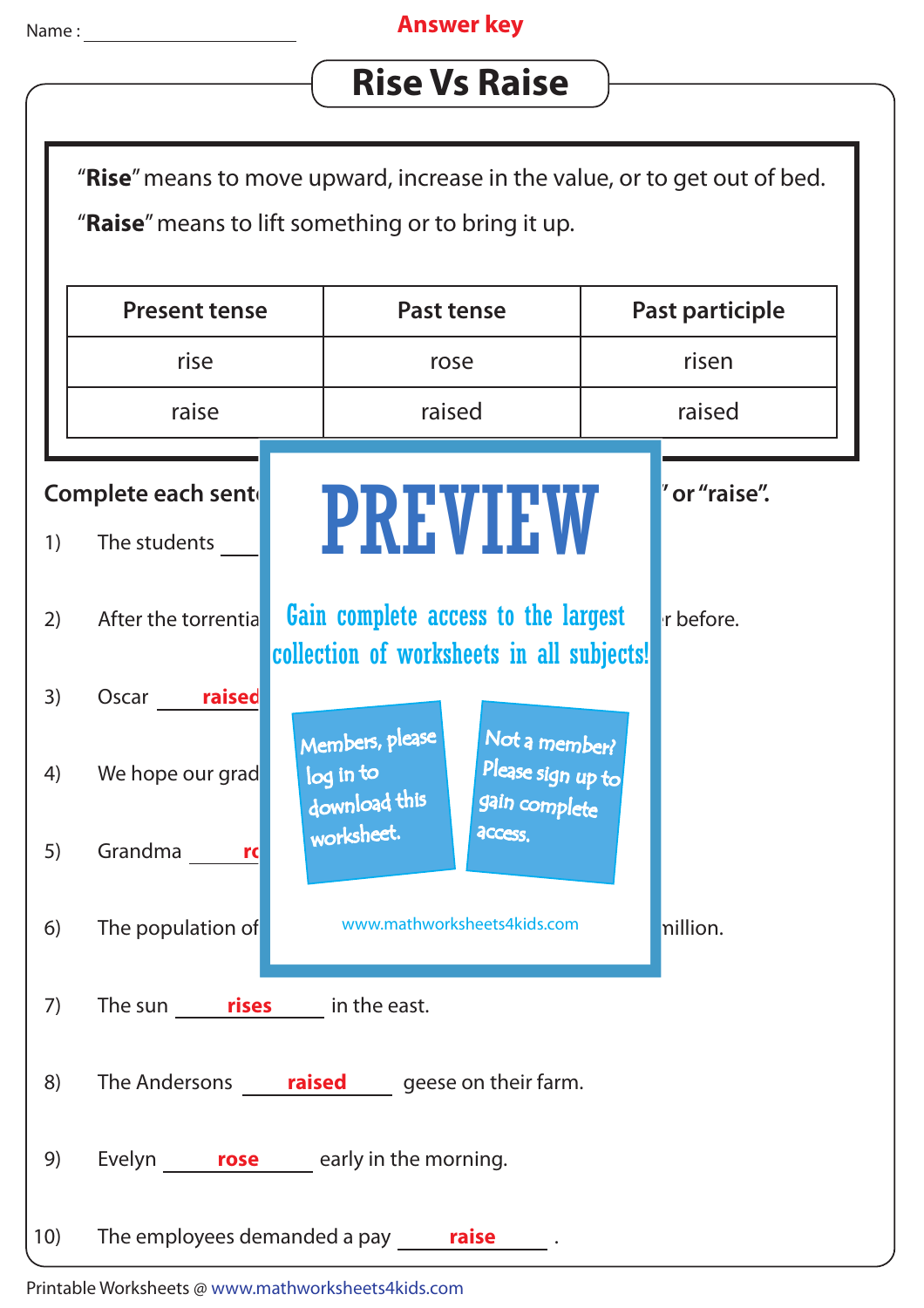Name : ____________________

**Answer key**

# Rise Vs Raise

"**Rise**" means to move upward, increase in the value, or to get out of bed.

"**Raise**" means to lift something or to bring it up.

| Present tense | Past tense | Past participle |
|---|---|---|
| rise | rose | risen |
| raise | raised | raised |

**Complete each sent** ... **" or "raise".**

PREVIEW

Gain complete access to the largest collection of worksheets in all subjects!

Members, please log in to download this worksheet.

Not a member? Please sign up to gain complete access.

www.mathworksheets4kids.com

1) The students ____

2) After the torrentia ... r before.

3) Oscar **raised**

4) We hope our grad

5) Grandma **ro**

6) The population of ... million.

7) The sun **rises** in the east.

8) The Andersons **raised** geese on their farm.

9) Evelyn **rose** early in the morning.

10) The employees demanded a pay **raise** .

Printable Worksheets @ www.mathworksheets4kids.com